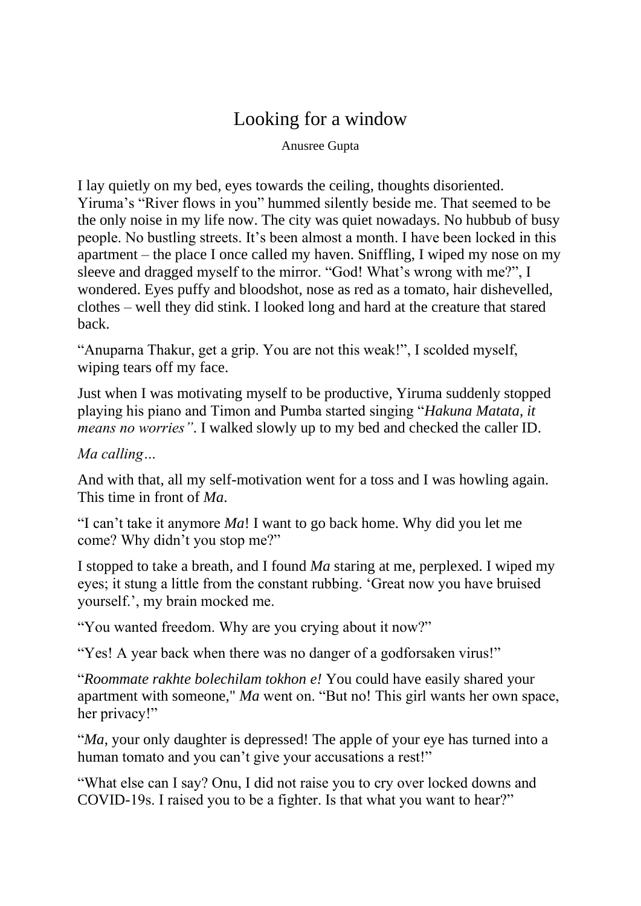# Looking for a window

Anusree Gupta

I lay quietly on my bed, eyes towards the ceiling, thoughts disoriented. Yiruma's "River flows in you" hummed silently beside me. That seemed to be the only noise in my life now. The city was quiet nowadays. No hubbub of busy people. No bustling streets. It's been almost a month. I have been locked in this apartment – the place I once called my haven. Sniffling, I wiped my nose on my sleeve and dragged myself to the mirror. "God! What's wrong with me?", I wondered. Eyes puffy and bloodshot, nose as red as a tomato, hair dishevelled, clothes – well they did stink. I looked long and hard at the creature that stared back.

"Anuparna Thakur, get a grip. You are not this weak!", I scolded myself, wiping tears off my face.

Just when I was motivating myself to be productive, Yiruma suddenly stopped playing his piano and Timon and Pumba started singing "*Hakuna Matata, it means no worries"*. I walked slowly up to my bed and checked the caller ID.

*Ma calling…*

And with that, all my self-motivation went for a toss and I was howling again. This time in front of *Ma*.

"I can't take it anymore *Ma*! I want to go back home. Why did you let me come? Why didn't you stop me?"

I stopped to take a breath, and I found *Ma* staring at me, perplexed. I wiped my eyes; it stung a little from the constant rubbing. 'Great now you have bruised yourself.', my brain mocked me.

"You wanted freedom. Why are you crying about it now?"

"Yes! A year back when there was no danger of a godforsaken virus!"

"*Roommate rakhte bolechilam tokhon e!* You could have easily shared your apartment with someone," *Ma* went on. "But no! This girl wants her own space, her privacy!"

"*Ma*, your only daughter is depressed! The apple of your eye has turned into a human tomato and you can't give your accusations a rest!"

"What else can I say? Onu, I did not raise you to cry over locked downs and COVID-19s. I raised you to be a fighter. Is that what you want to hear?"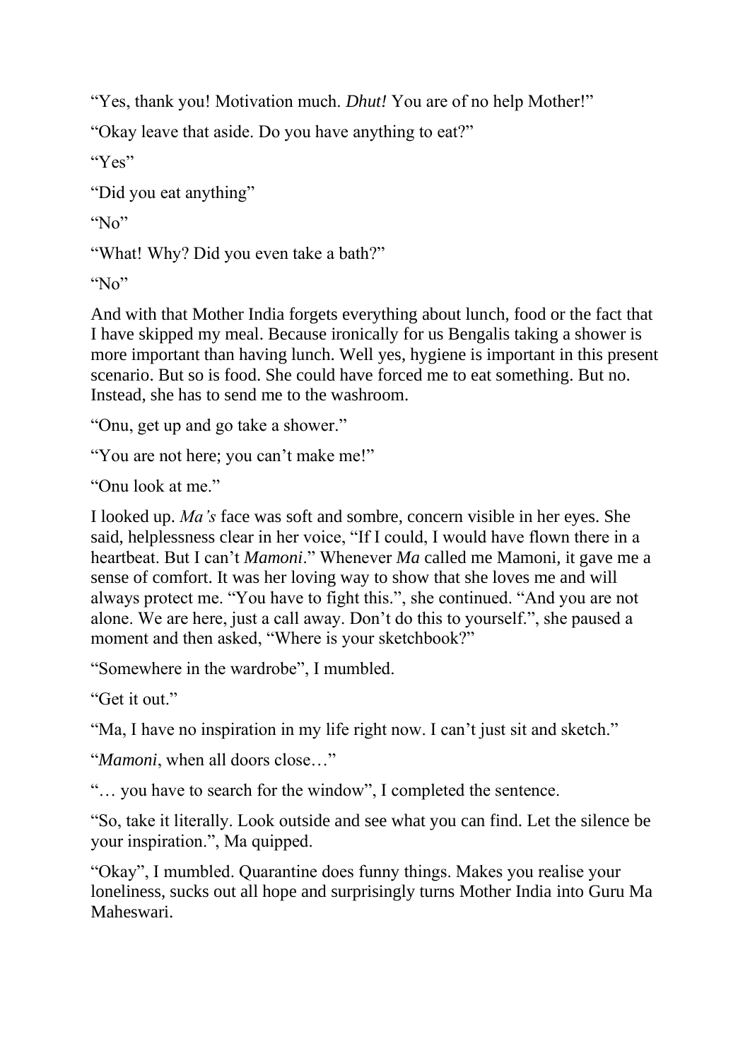"Yes, thank you! Motivation much. *Dhut!* You are of no help Mother!"

"Okay leave that aside. Do you have anything to eat?"

"Yes"

"Did you eat anything"

"No"

"What! Why? Did you even take a bath?"

"No"

And with that Mother India forgets everything about lunch, food or the fact that I have skipped my meal. Because ironically for us Bengalis taking a shower is more important than having lunch. Well yes, hygiene is important in this present scenario. But so is food. She could have forced me to eat something. But no. Instead, she has to send me to the washroom.

"Onu, get up and go take a shower."

"You are not here; you can't make me!"

"Onu look at me."

I looked up. *Ma's* face was soft and sombre, concern visible in her eyes. She said, helplessness clear in her voice, "If I could, I would have flown there in a heartbeat. But I can't *Mamoni*." Whenever *Ma* called me Mamoni, it gave me a sense of comfort. It was her loving way to show that she loves me and will always protect me. "You have to fight this.", she continued. "And you are not alone. We are here, just a call away. Don't do this to yourself.", she paused a moment and then asked, "Where is your sketchbook?"

"Somewhere in the wardrobe", I mumbled.

"Get it out."

"Ma, I have no inspiration in my life right now. I can't just sit and sketch."

"*Mamoni*, when all doors close…"

"… you have to search for the window", I completed the sentence.

"So, take it literally. Look outside and see what you can find. Let the silence be your inspiration.", Ma quipped.

"Okay", I mumbled. Quarantine does funny things. Makes you realise your loneliness, sucks out all hope and surprisingly turns Mother India into Guru Ma Maheswari.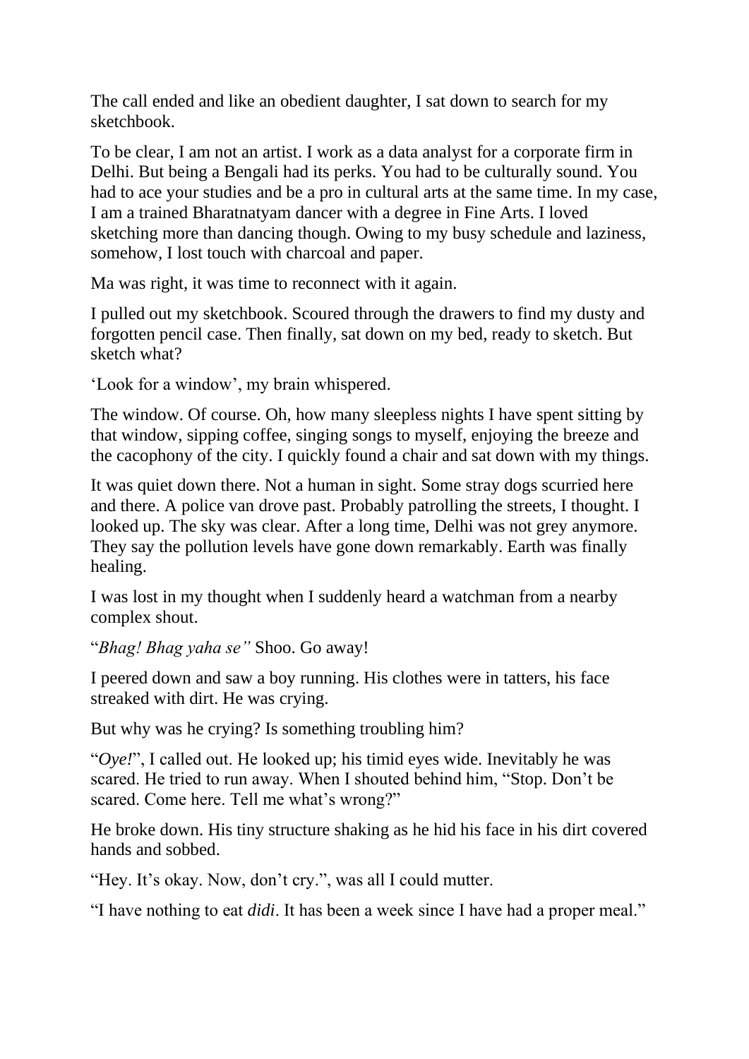The call ended and like an obedient daughter, I sat down to search for my sketchbook.

To be clear, I am not an artist. I work as a data analyst for a corporate firm in Delhi. But being a Bengali had its perks. You had to be culturally sound. You had to ace your studies and be a pro in cultural arts at the same time. In my case, I am a trained Bharatnatyam dancer with a degree in Fine Arts. I loved sketching more than dancing though. Owing to my busy schedule and laziness, somehow, I lost touch with charcoal and paper.

Ma was right, it was time to reconnect with it again.

I pulled out my sketchbook. Scoured through the drawers to find my dusty and forgotten pencil case. Then finally, sat down on my bed, ready to sketch. But sketch what?

'Look for a window', my brain whispered.

The window. Of course. Oh, how many sleepless nights I have spent sitting by that window, sipping coffee, singing songs to myself, enjoying the breeze and the cacophony of the city. I quickly found a chair and sat down with my things.

It was quiet down there. Not a human in sight. Some stray dogs scurried here and there. A police van drove past. Probably patrolling the streets, I thought. I looked up. The sky was clear. After a long time, Delhi was not grey anymore. They say the pollution levels have gone down remarkably. Earth was finally healing.

I was lost in my thought when I suddenly heard a watchman from a nearby complex shout.

"*Bhag! Bhag yaha se"* Shoo. Go away!

I peered down and saw a boy running. His clothes were in tatters, his face streaked with dirt. He was crying.

But why was he crying? Is something troubling him?

"*Oye!*", I called out. He looked up; his timid eyes wide. Inevitably he was scared. He tried to run away. When I shouted behind him, "Stop. Don't be scared. Come here. Tell me what's wrong?"

He broke down. His tiny structure shaking as he hid his face in his dirt covered hands and sobbed.

"Hey. It's okay. Now, don't cry.", was all I could mutter.

"I have nothing to eat *didi*. It has been a week since I have had a proper meal."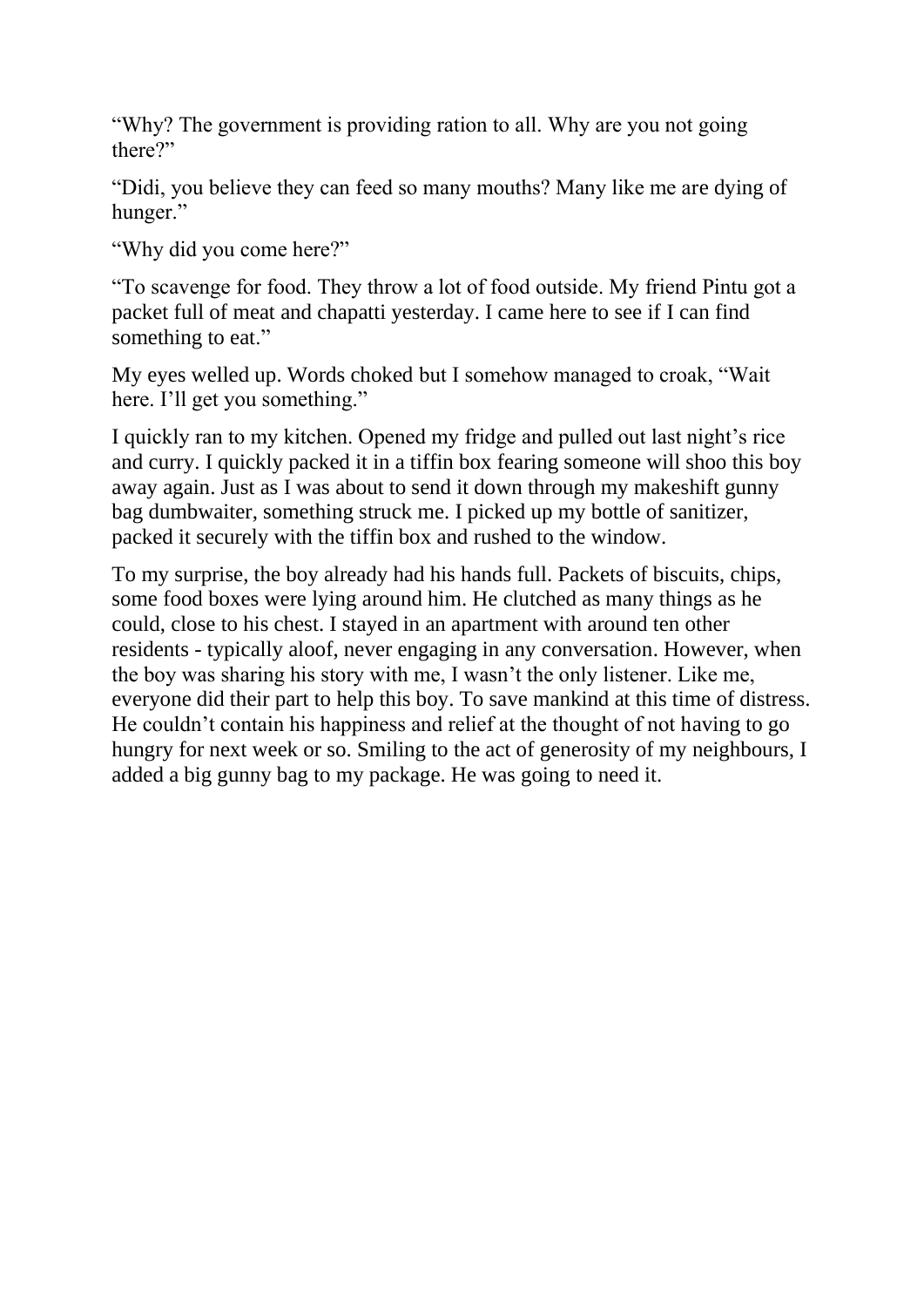"Why? The government is providing ration to all. Why are you not going there?"

"Didi, you believe they can feed so many mouths? Many like me are dying of hunger."

"Why did you come here?"

"To scavenge for food. They throw a lot of food outside. My friend Pintu got a packet full of meat and chapatti yesterday. I came here to see if I can find something to eat."

My eyes welled up. Words choked but I somehow managed to croak, "Wait here. I'll get you something."

I quickly ran to my kitchen. Opened my fridge and pulled out last night's rice and curry. I quickly packed it in a tiffin box fearing someone will shoo this boy away again. Just as I was about to send it down through my makeshift gunny bag dumbwaiter, something struck me. I picked up my bottle of sanitizer, packed it securely with the tiffin box and rushed to the window.

To my surprise, the boy already had his hands full. Packets of biscuits, chips, some food boxes were lying around him. He clutched as many things as he could, close to his chest. I stayed in an apartment with around ten other residents - typically aloof, never engaging in any conversation. However, when the boy was sharing his story with me, I wasn't the only listener. Like me, everyone did their part to help this boy. To save mankind at this time of distress. He couldn't contain his happiness and relief at the thought of not having to go hungry for next week or so. Smiling to the act of generosity of my neighbours, I added a big gunny bag to my package. He was going to need it.